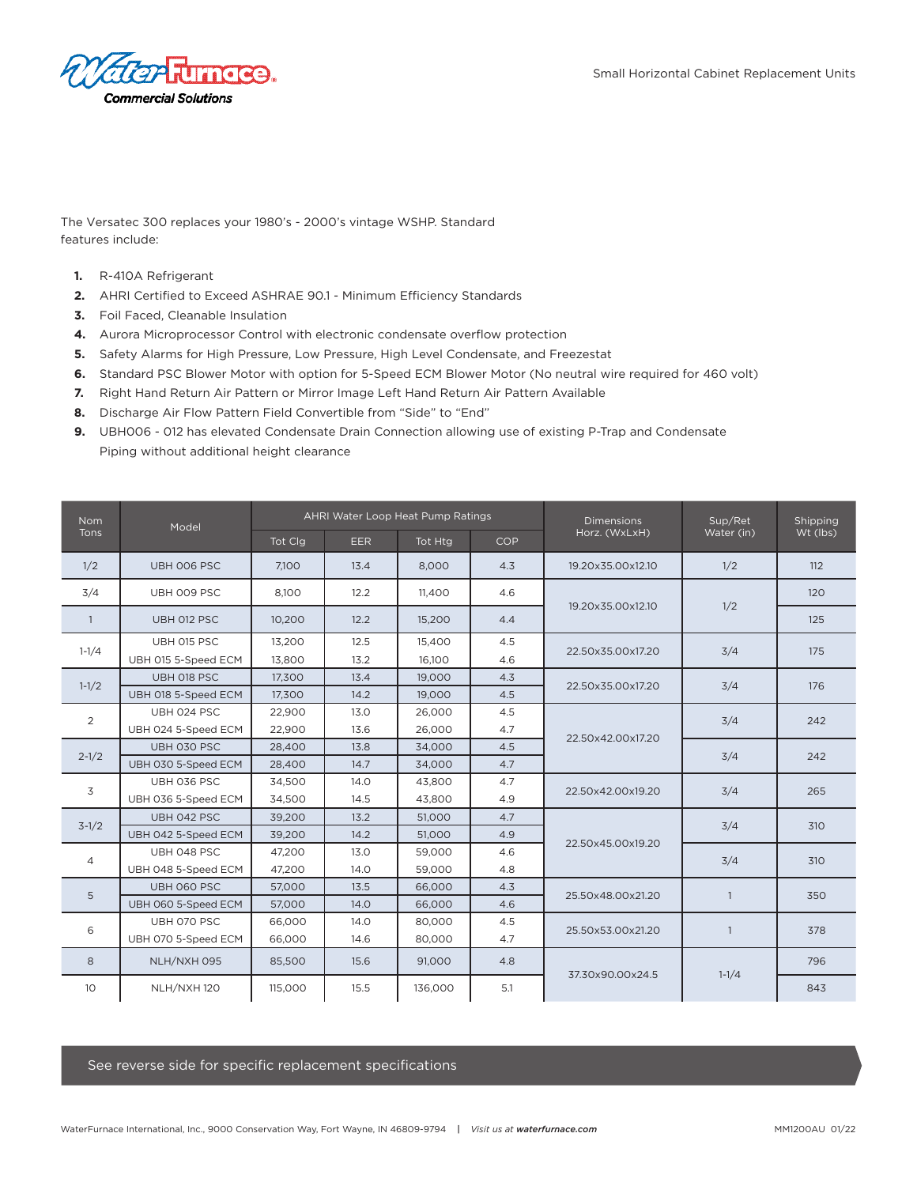Small Horizontal Cabinet Replacement Units

The Versatec 300 replaces your 1980's - 2000's vintage WSHP. Standard features include:

1. R-410A Refrigerant
2. AHRI Certified to Exceed ASHRAE 90.1 - Minimum Efficiency Standards
3. Foil Faced, Cleanable Insulation
4. Aurora Microprocessor Control with electronic condensate overflow protection
5. Safety Alarms for High Pressure, Low Pressure, High Level Condensate, and Freezestat
6. Standard PSC Blower Motor with option for 5-Speed ECM Blower Motor (No neutral wire required for 460 volt)
7. Right Hand Return Air Pattern or Mirror Image Left Hand Return Air Pattern Available
8. Discharge Air Flow Pattern Field Convertible from "Side" to "End"
9. UBH006 - 012 has elevated Condensate Drain Connection allowing use of existing P-Trap and Condensate Piping without additional height clearance

| Nom Tons | Model | AHRI Water Loop Heat Pump Ratings | | | | Dimensions Horz. (WxLxH) | Sup/Ret Water (in) | Shipping Wt (lbs) |
|---|---|---|---|---|---|---|---|---|
| | | Tot Clg | EER | Tot Htg | COP | | | |
| 1/2 | UBH 006 PSC | 7,100 | 13.4 | 8,000 | 4.3 | 19.20x35.00x12.10 | 1/2 | 112 |
| 3/4 | UBH 009 PSC | 8,100 | 12.2 | 11,400 | 4.6 | 19.20x35.00x12.10 | 1/2 | 120 |
| 1 | UBH 012 PSC | 10,200 | 12.2 | 15,200 | 4.4 | | | 125 |
| 1-1/4 | UBH 015 PSC | 13,200 | 12.5 | 15,400 | 4.5 | 22.50x35.00x17.20 | 3/4 | 175 |
| | UBH 015 5-Speed ECM | 13,800 | 13.2 | 16,100 | 4.6 | | | |
| 1-1/2 | UBH 018 PSC | 17,300 | 13.4 | 19,000 | 4.3 | 22.50x35.00x17.20 | 3/4 | 176 |
| | UBH 018 5-Speed ECM | 17,300 | 14.2 | 19,000 | 4.5 | | | |
| 2 | UBH 024 PSC | 22,900 | 13.0 | 26,000 | 4.5 | 22.50x42.00x17.20 | 3/4 | 242 |
| | UBH 024 5-Speed ECM | 22,900 | 13.6 | 26,000 | 4.7 | | | |
| 2-1/2 | UBH 030 PSC | 28,400 | 13.8 | 34,000 | 4.5 | | 3/4 | 242 |
| | UBH 030 5-Speed ECM | 28,400 | 14.7 | 34,000 | 4.7 | | | |
| 3 | UBH 036 PSC | 34,500 | 14.0 | 43,800 | 4.7 | 22.50x42.00x19.20 | 3/4 | 265 |
| | UBH 036 5-Speed ECM | 34,500 | 14.5 | 43,800 | 4.9 | | | |
| 3-1/2 | UBH 042 PSC | 39,200 | 13.2 | 51,000 | 4.7 | 22.50x45.00x19.20 | 3/4 | 310 |
| | UBH 042 5-Speed ECM | 39,200 | 14.2 | 51,000 | 4.9 | | | |
| 4 | UBH 048 PSC | 47,200 | 13.0 | 59,000 | 4.6 | | 3/4 | 310 |
| | UBH 048 5-Speed ECM | 47,200 | 14.0 | 59,000 | 4.8 | | | |
| 5 | UBH 060 PSC | 57,000 | 13.5 | 66,000 | 4.3 | 25.50x48.00x21.20 | 1 | 350 |
| | UBH 060 5-Speed ECM | 57,000 | 14.0 | 66,000 | 4.6 | | | |
| 6 | UBH 070 PSC | 66,000 | 14.0 | 80,000 | 4.5 | 25.50x53.00x21.20 | 1 | 378 |
| | UBH 070 5-Speed ECM | 66,000 | 14.6 | 80,000 | 4.7 | | | |
| 8 | NLH/NXH 095 | 85,500 | 15.6 | 91,000 | 4.8 | 37.30x90.00x24.5 | 1-1/4 | 796 |
| 10 | NLH/NXH 120 | 115,000 | 15.5 | 136,000 | 5.1 | | | 843 |

See reverse side for specific replacement specifications

WaterFurnace International, Inc., 9000 Conservation Way, Fort Wayne, IN 46809-9794 | *Visit us at* ***waterfurnace.com*** MM1200AU 01/22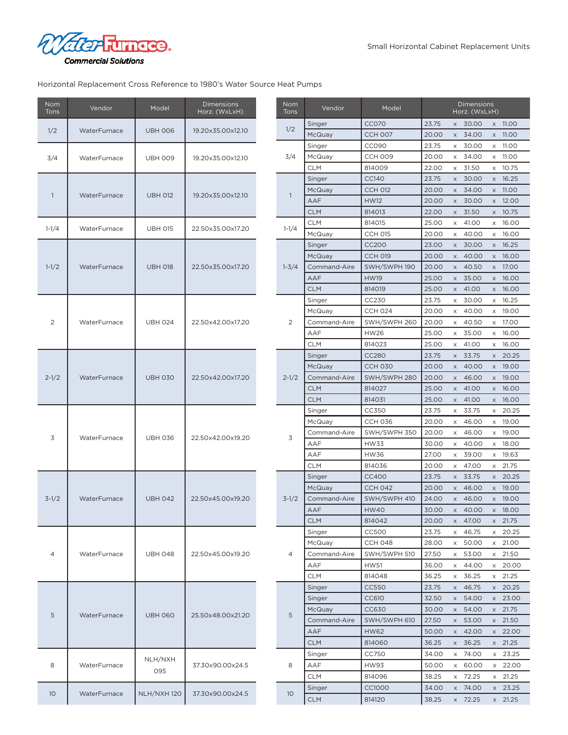WaterFurnace Commercial Solutions

Small Horizontal Cabinet Replacement Units

Horizontal Replacement Cross Reference to 1980's Water Source Heat Pumps

| Nom Tons | Vendor | Model | Dimensions Horz. (WxLxH) |
|---|---|---|---|
| 1/2 | WaterFurnace | UBH 006 | 19.20x35.00x12.10 |
| 3/4 | WaterFurnace | UBH 009 | 19.20x35.00x12.10 |
| 1 | WaterFurnace | UBH 012 | 19.20x35.00x12.10 |
| 1-1/4 | WaterFurnace | UBH 015 | 22.50x35.00x17.20 |
| 1-1/2 | WaterFurnace | UBH 018 | 22.50x35.00x17.20 |
| 2 | WaterFurnace | UBH 024 | 22.50x42.00x17.20 |
| 2-1/2 | WaterFurnace | UBH 030 | 22.50x42.00x17.20 |
| 3 | WaterFurnace | UBH 036 | 22.50x42.00x19.20 |
| 3-1/2 | WaterFurnace | UBH 042 | 22.50x45.00x19.20 |
| 4 | WaterFurnace | UBH 048 | 22.50x45.00x19.20 |
| 5 | WaterFurnace | UBH 060 | 25.50x48.00x21.20 |
| 8 | WaterFurnace | NLH/NXH 095 | 37.30x90.00x24.5 |
| 10 | WaterFurnace | NLH/NXH 120 | 37.30x90.00x24.5 |

| Nom Tons | Vendor | Model | Dimensions Horz. (WxLxH) |
|---|---|---|---|
| 1/2 | Singer | CC070 | 23.75 x 30.00 x 11.00 |
| | McQuay | CCH 007 | 20.00 x 34.00 x 11.00 |
| 3/4 | Singer | CC090 | 23.75 x 30.00 x 11.00 |
| | McQuay | CCH 009 | 20.00 x 34.00 x 11.00 |
| | CLM | 814009 | 22.00 x 31.50 x 10.75 |
| 1 | Singer | CC140 | 23.75 x 30.00 x 16.25 |
| | McQuay | CCH 012 | 20.00 x 34.00 x 11.00 |
| | AAF | HW12 | 20.00 x 30.00 x 12.00 |
| | CLM | 814013 | 22.00 x 31.50 x 10.75 |
| 1-1/4 | CLM | 814015 | 25.00 x 41.00 x 16.00 |
| | McQuay | CCH 015 | 20.00 x 40.00 x 16.00 |
| 1-3/4 | Singer | CC200 | 23.00 x 30.00 x 16.25 |
| | McQuay | CCH 019 | 20.00 x 40.00 x 16.00 |
| | Command-Aire | SWH/SWPH 190 | 20.00 x 40.50 x 17.00 |
| | AAF | HW19 | 25.00 x 35.00 x 16.00 |
| | CLM | 814019 | 25.00 x 41.00 x 16.00 |
| 2 | Singer | CC230 | 23.75 x 30.00 x 16.25 |
| | McQuay | CCH 024 | 20.00 x 40.00 x 19.00 |
| | Command-Aire | SWH/SWPH 260 | 20.00 x 40.50 x 17.00 |
| | AAF | HW26 | 25.00 x 35.00 x 16.00 |
| | CLM | 814023 | 25.00 x 41.00 x 16.00 |
| 2-1/2 | Singer | CC280 | 23.75 x 33.75 x 20.25 |
| | McQuay | CCH 030 | 20.00 x 40.00 x 19.00 |
| | Command-Aire | SWH/SWPH 280 | 20.00 x 46.00 x 19.00 |
| | CLM | 814027 | 25.00 x 41.00 x 16.00 |
| | CLM | 814031 | 25.00 x 41.00 x 16.00 |
| 3 | Singer | CC350 | 23.75 x 33.75 x 20.25 |
| | McQuay | CCH 036 | 20.00 x 46.00 x 19.00 |
| | Command-Aire | SWH/SWPH 350 | 20.00 x 46.00 x 19.00 |
| | AAF | HW33 | 30.00 x 40.00 x 18.00 |
| | AAF | HW36 | 27.00 x 39.00 x 19.63 |
| | CLM | 814036 | 20.00 x 47.00 x 21.75 |
| 3-1/2 | Singer | CC400 | 23.75 x 33.75 x 20.25 |
| | McQuay | CCH 042 | 20.00 x 46.00 x 19.00 |
| | Command-Aire | SWH/SWPH 410 | 24.00 x 46.00 x 19.00 |
| | AAF | HW40 | 30.00 x 40.00 x 18.00 |
| | CLM | 814042 | 20.00 x 47.00 x 21.75 |
| 4 | Singer | CC500 | 23.75 x 46.75 x 20.25 |
| | McQuay | CCH 048 | 28.00 x 50.00 x 21.00 |
| | Command-Aire | SWH/SWPH 510 | 27.50 x 53.00 x 21.50 |
| | AAF | HW51 | 36.00 x 44.00 x 20.00 |
| | CLM | 814048 | 36.25 x 36.25 x 21.25 |
| 5 | Singer | CC550 | 23.75 x 46.75 x 20.25 |
| | Singer | CC610 | 32.50 x 54.00 x 23.00 |
| | McQuay | CC630 | 30.00 x 54.00 x 21.75 |
| | Command-Aire | SWH/SWPH 610 | 27.50 x 53.00 x 21.50 |
| | AAF | HW62 | 50.00 x 42.00 x 22.00 |
| | CLM | 814060 | 36.25 x 36.25 x 21.25 |
| 8 | Singer | CC750 | 34.00 x 74.00 x 23.25 |
| | AAF | HW93 | 50.00 x 60.00 x 22.00 |
| | CLM | 814096 | 38.25 x 72.25 x 21.25 |
| 10 | Singer | CC1000 | 34.00 x 74.00 x 23.25 |
| | CLM | 814120 | 38.25 x 72.25 x 21.25 |